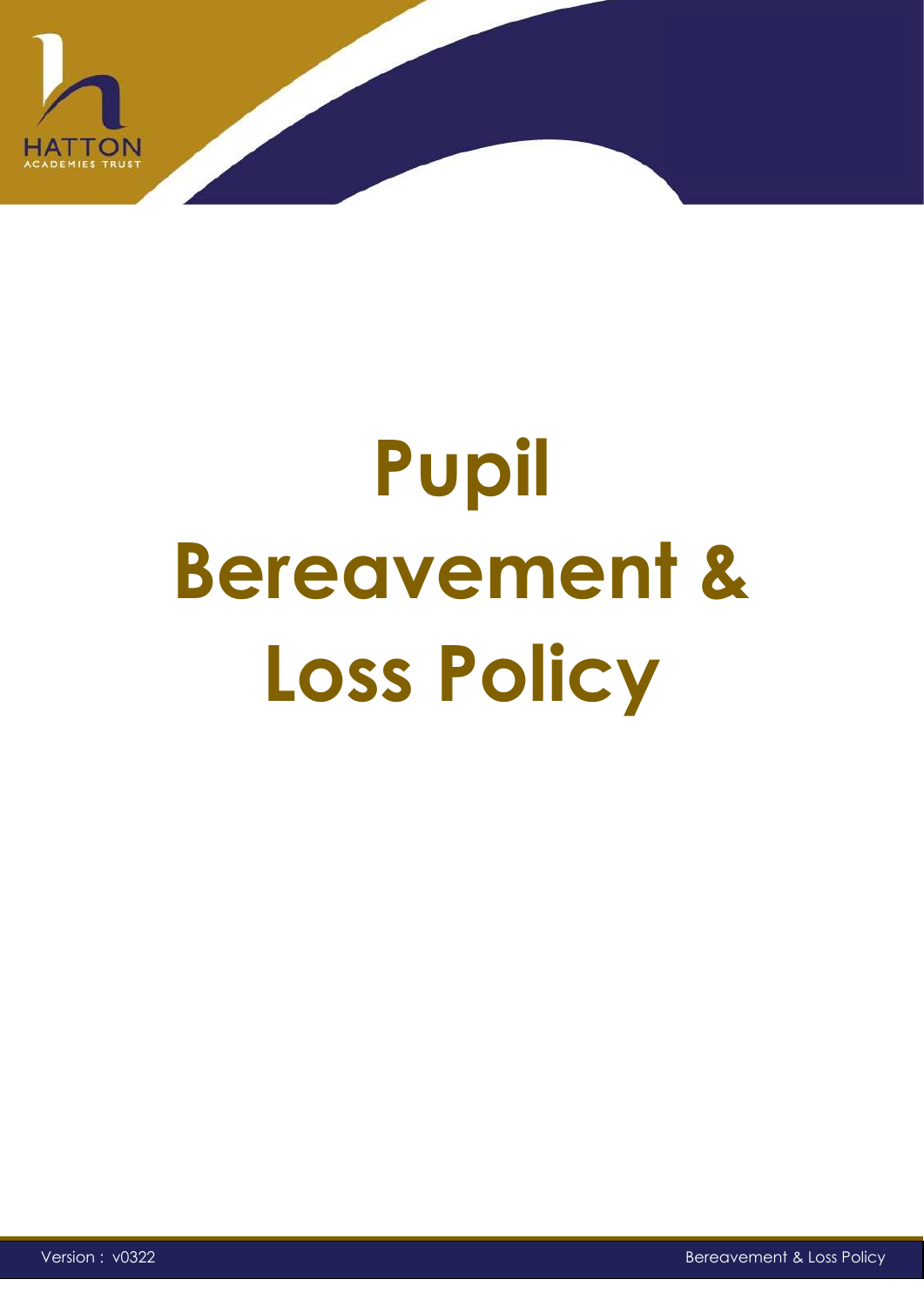# Pupil Bereavement & Loss Policy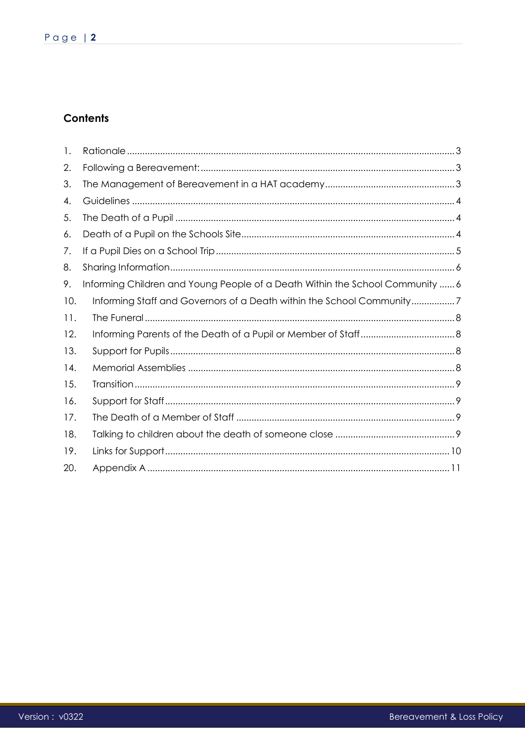## Contents

1. Rationale ........ 3
2. Following a Bereavement: ........ 3
3. The Management of Bereavement in a HAT academy ........ 3
4. Guidelines ........ 4
5. The Death of a Pupil ........ 4
6. Death of a Pupil on the Schools Site ........ 4
7. If a Pupil Dies on a School Trip ........ 5
8. Sharing Information ........ 6
9. Informing Children and Young People of a Death Within the School Community ........ 6
10. Informing Staff and Governors of a Death within the School Community ........ 7
11. The Funeral ........ 8
12. Informing Parents of the Death of a Pupil or Member of Staff ........ 8
13. Support for Pupils ........ 8
14. Memorial Assemblies ........ 8
15. Transition ........ 9
16. Support for Staff ........ 9
17. The Death of a Member of Staff ........ 9
18. Talking to children about the death of someone close ........ 9
19. Links for Support ........ 10
20. Appendix A ........ 11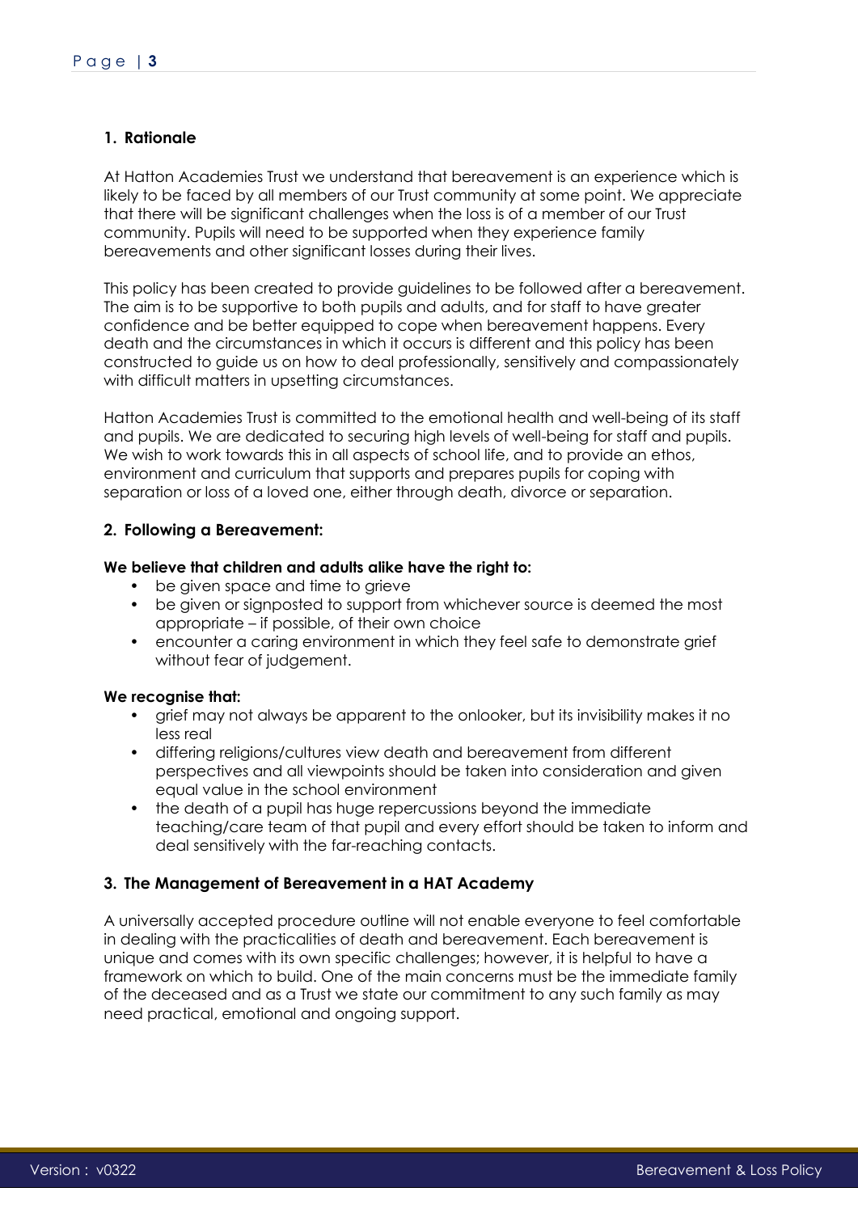## 1. Rationale

At Hatton Academies Trust we understand that bereavement is an experience which is likely to be faced by all members of our Trust community at some point. We appreciate that there will be significant challenges when the loss is of a member of our Trust community. Pupils will need to be supported when they experience family bereavements and other significant losses during their lives.

This policy has been created to provide guidelines to be followed after a bereavement. The aim is to be supportive to both pupils and adults, and for staff to have greater confidence and be better equipped to cope when bereavement happens. Every death and the circumstances in which it occurs is different and this policy has been constructed to guide us on how to deal professionally, sensitively and compassionately with difficult matters in upsetting circumstances.

Hatton Academies Trust is committed to the emotional health and well-being of its staff and pupils. We are dedicated to securing high levels of well-being for staff and pupils. We wish to work towards this in all aspects of school life, and to provide an ethos, environment and curriculum that supports and prepares pupils for coping with separation or loss of a loved one, either through death, divorce or separation.

## 2. Following a Bereavement:

**We believe that children and adults alike have the right to:**

- be given space and time to grieve
- be given or signposted to support from whichever source is deemed the most appropriate – if possible, of their own choice
- encounter a caring environment in which they feel safe to demonstrate grief without fear of judgement.

**We recognise that:**

- grief may not always be apparent to the onlooker, but its invisibility makes it no less real
- differing religions/cultures view death and bereavement from different perspectives and all viewpoints should be taken into consideration and given equal value in the school environment
- the death of a pupil has huge repercussions beyond the immediate teaching/care team of that pupil and every effort should be taken to inform and deal sensitively with the far-reaching contacts.

## 3. The Management of Bereavement in a HAT Academy

A universally accepted procedure outline will not enable everyone to feel comfortable in dealing with the practicalities of death and bereavement. Each bereavement is unique and comes with its own specific challenges; however, it is helpful to have a framework on which to build. One of the main concerns must be the immediate family of the deceased and as a Trust we state our commitment to any such family as may need practical, emotional and ongoing support.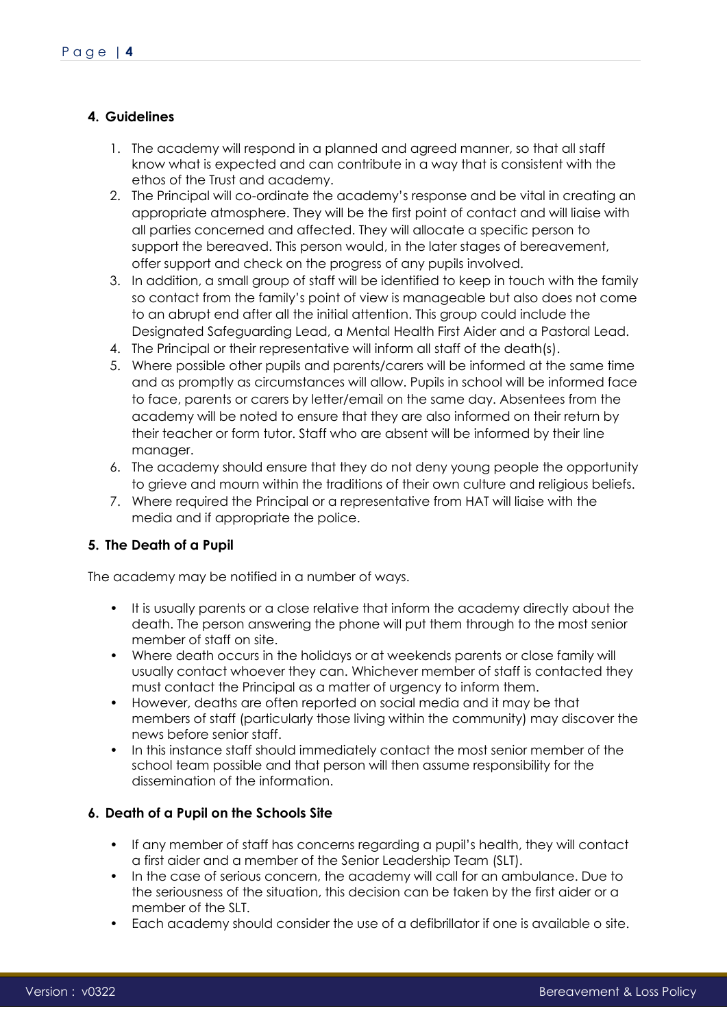## 4. Guidelines

1. The academy will respond in a planned and agreed manner, so that all staff know what is expected and can contribute in a way that is consistent with the ethos of the Trust and academy.
2. The Principal will co-ordinate the academy's response and be vital in creating an appropriate atmosphere. They will be the first point of contact and will liaise with all parties concerned and affected. They will allocate a specific person to support the bereaved. This person would, in the later stages of bereavement, offer support and check on the progress of any pupils involved.
3. In addition, a small group of staff will be identified to keep in touch with the family so contact from the family's point of view is manageable but also does not come to an abrupt end after all the initial attention. This group could include the Designated Safeguarding Lead, a Mental Health First Aider and a Pastoral Lead.
4. The Principal or their representative will inform all staff of the death(s).
5. Where possible other pupils and parents/carers will be informed at the same time and as promptly as circumstances will allow. Pupils in school will be informed face to face, parents or carers by letter/email on the same day. Absentees from the academy will be noted to ensure that they are also informed on their return by their teacher or form tutor. Staff who are absent will be informed by their line manager.
6. The academy should ensure that they do not deny young people the opportunity to grieve and mourn within the traditions of their own culture and religious beliefs.
7. Where required the Principal or a representative from HAT will liaise with the media and if appropriate the police.

## 5. The Death of a Pupil

The academy may be notified in a number of ways.

- It is usually parents or a close relative that inform the academy directly about the death. The person answering the phone will put them through to the most senior member of staff on site.
- Where death occurs in the holidays or at weekends parents or close family will usually contact whoever they can. Whichever member of staff is contacted they must contact the Principal as a matter of urgency to inform them.
- However, deaths are often reported on social media and it may be that members of staff (particularly those living within the community) may discover the news before senior staff.
- In this instance staff should immediately contact the most senior member of the school team possible and that person will then assume responsibility for the dissemination of the information.

## 6. Death of a Pupil on the Schools Site

- If any member of staff has concerns regarding a pupil's health, they will contact a first aider and a member of the Senior Leadership Team (SLT).
- In the case of serious concern, the academy will call for an ambulance. Due to the seriousness of the situation, this decision can be taken by the first aider or a member of the SLT.
- Each academy should consider the use of a defibrillator if one is available o site.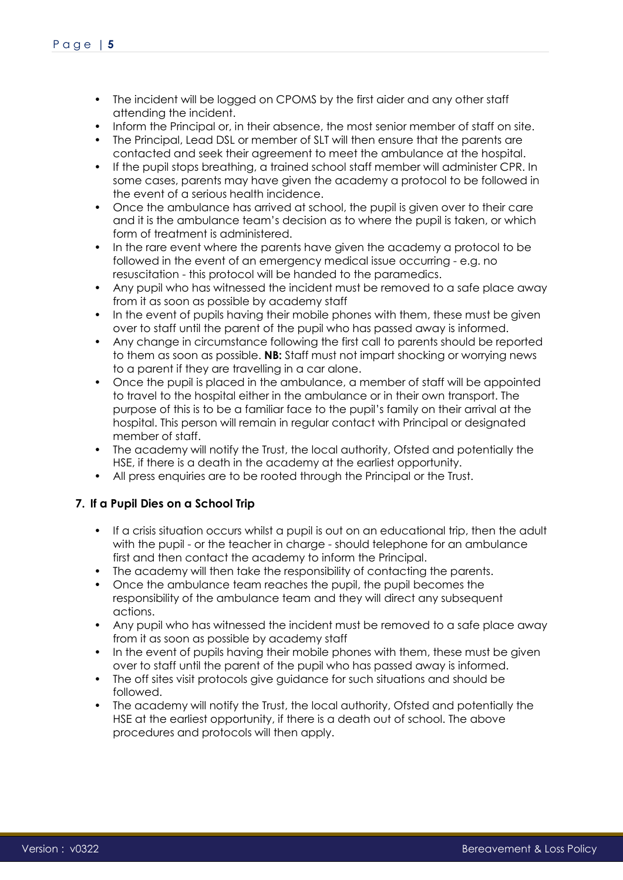- The incident will be logged on CPOMS by the first aider and any other staff attending the incident.
- Inform the Principal or, in their absence, the most senior member of staff on site.
- The Principal, Lead DSL or member of SLT will then ensure that the parents are contacted and seek their agreement to meet the ambulance at the hospital.
- If the pupil stops breathing, a trained school staff member will administer CPR. In some cases, parents may have given the academy a protocol to be followed in the event of a serious health incidence.
- Once the ambulance has arrived at school, the pupil is given over to their care and it is the ambulance team's decision as to where the pupil is taken, or which form of treatment is administered.
- In the rare event where the parents have given the academy a protocol to be followed in the event of an emergency medical issue occurring - e.g. no resuscitation - this protocol will be handed to the paramedics.
- Any pupil who has witnessed the incident must be removed to a safe place away from it as soon as possible by academy staff
- In the event of pupils having their mobile phones with them, these must be given over to staff until the parent of the pupil who has passed away is informed.
- Any change in circumstance following the first call to parents should be reported to them as soon as possible. **NB:** Staff must not impart shocking or worrying news to a parent if they are travelling in a car alone.
- Once the pupil is placed in the ambulance, a member of staff will be appointed to travel to the hospital either in the ambulance or in their own transport. The purpose of this is to be a familiar face to the pupil's family on their arrival at the hospital. This person will remain in regular contact with Principal or designated member of staff.
- The academy will notify the Trust, the local authority, Ofsted and potentially the HSE, if there is a death in the academy at the earliest opportunity.
- All press enquiries are to be rooted through the Principal or the Trust.

## 7. If a Pupil Dies on a School Trip

- If a crisis situation occurs whilst a pupil is out on an educational trip, then the adult with the pupil - or the teacher in charge - should telephone for an ambulance first and then contact the academy to inform the Principal.
- The academy will then take the responsibility of contacting the parents.
- Once the ambulance team reaches the pupil, the pupil becomes the responsibility of the ambulance team and they will direct any subsequent actions.
- Any pupil who has witnessed the incident must be removed to a safe place away from it as soon as possible by academy staff
- In the event of pupils having their mobile phones with them, these must be given over to staff until the parent of the pupil who has passed away is informed.
- The off sites visit protocols give guidance for such situations and should be followed.
- The academy will notify the Trust, the local authority, Ofsted and potentially the HSE at the earliest opportunity, if there is a death out of school. The above procedures and protocols will then apply.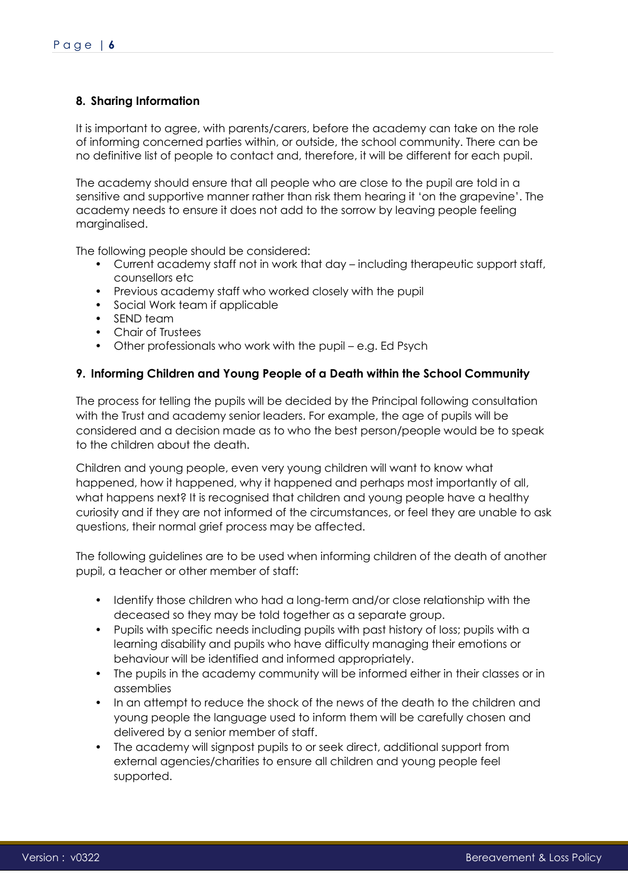## 8. Sharing Information

It is important to agree, with parents/carers, before the academy can take on the role of informing concerned parties within, or outside, the school community. There can be no definitive list of people to contact and, therefore, it will be different for each pupil.

The academy should ensure that all people who are close to the pupil are told in a sensitive and supportive manner rather than risk them hearing it 'on the grapevine'. The academy needs to ensure it does not add to the sorrow by leaving people feeling marginalised.

The following people should be considered:

- Current academy staff not in work that day – including therapeutic support staff, counsellors etc
- Previous academy staff who worked closely with the pupil
- Social Work team if applicable
- SEND team
- Chair of Trustees
- Other professionals who work with the pupil – e.g. Ed Psych

## 9. Informing Children and Young People of a Death within the School Community

The process for telling the pupils will be decided by the Principal following consultation with the Trust and academy senior leaders. For example, the age of pupils will be considered and a decision made as to who the best person/people would be to speak to the children about the death.

Children and young people, even very young children will want to know what happened, how it happened, why it happened and perhaps most importantly of all, what happens next? It is recognised that children and young people have a healthy curiosity and if they are not informed of the circumstances, or feel they are unable to ask questions, their normal grief process may be affected.

The following guidelines are to be used when informing children of the death of another pupil, a teacher or other member of staff:

- Identify those children who had a long-term and/or close relationship with the deceased so they may be told together as a separate group.
- Pupils with specific needs including pupils with past history of loss; pupils with a learning disability and pupils who have difficulty managing their emotions or behaviour will be identified and informed appropriately.
- The pupils in the academy community will be informed either in their classes or in assemblies
- In an attempt to reduce the shock of the news of the death to the children and young people the language used to inform them will be carefully chosen and delivered by a senior member of staff.
- The academy will signpost pupils to or seek direct, additional support from external agencies/charities to ensure all children and young people feel supported.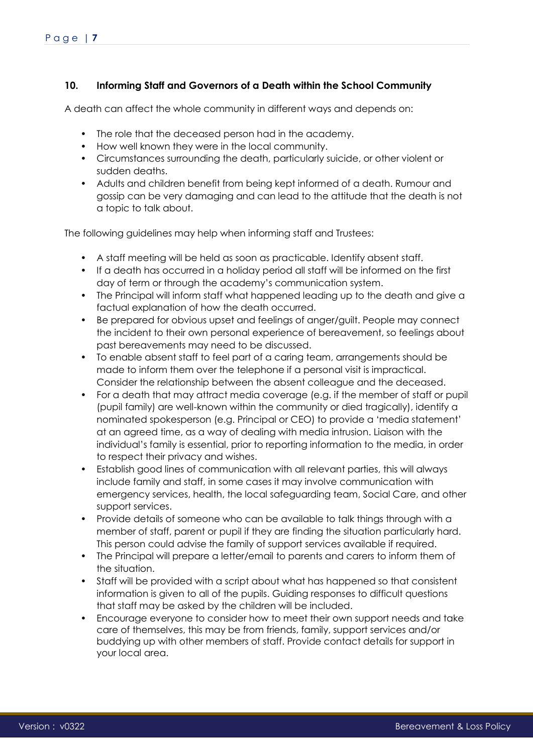## 10. Informing Staff and Governors of a Death within the School Community

A death can affect the whole community in different ways and depends on:

- The role that the deceased person had in the academy.
- How well known they were in the local community.
- Circumstances surrounding the death, particularly suicide, or other violent or sudden deaths.
- Adults and children benefit from being kept informed of a death. Rumour and gossip can be very damaging and can lead to the attitude that the death is not a topic to talk about.

The following guidelines may help when informing staff and Trustees:

- A staff meeting will be held as soon as practicable. Identify absent staff.
- If a death has occurred in a holiday period all staff will be informed on the first day of term or through the academy's communication system.
- The Principal will inform staff what happened leading up to the death and give a factual explanation of how the death occurred.
- Be prepared for obvious upset and feelings of anger/guilt. People may connect the incident to their own personal experience of bereavement, so feelings about past bereavements may need to be discussed.
- To enable absent staff to feel part of a caring team, arrangements should be made to inform them over the telephone if a personal visit is impractical. Consider the relationship between the absent colleague and the deceased.
- For a death that may attract media coverage (e.g. if the member of staff or pupil (pupil family) are well-known within the community or died tragically), identify a nominated spokesperson (e.g. Principal or CEO) to provide a 'media statement' at an agreed time, as a way of dealing with media intrusion. Liaison with the individual's family is essential, prior to reporting information to the media, in order to respect their privacy and wishes.
- Establish good lines of communication with all relevant parties, this will always include family and staff, in some cases it may involve communication with emergency services, health, the local safeguarding team, Social Care, and other support services.
- Provide details of someone who can be available to talk things through with a member of staff, parent or pupil if they are finding the situation particularly hard. This person could advise the family of support services available if required.
- The Principal will prepare a letter/email to parents and carers to inform them of the situation.
- Staff will be provided with a script about what has happened so that consistent information is given to all of the pupils. Guiding responses to difficult questions that staff may be asked by the children will be included.
- Encourage everyone to consider how to meet their own support needs and take care of themselves, this may be from friends, family, support services and/or buddying up with other members of staff. Provide contact details for support in your local area.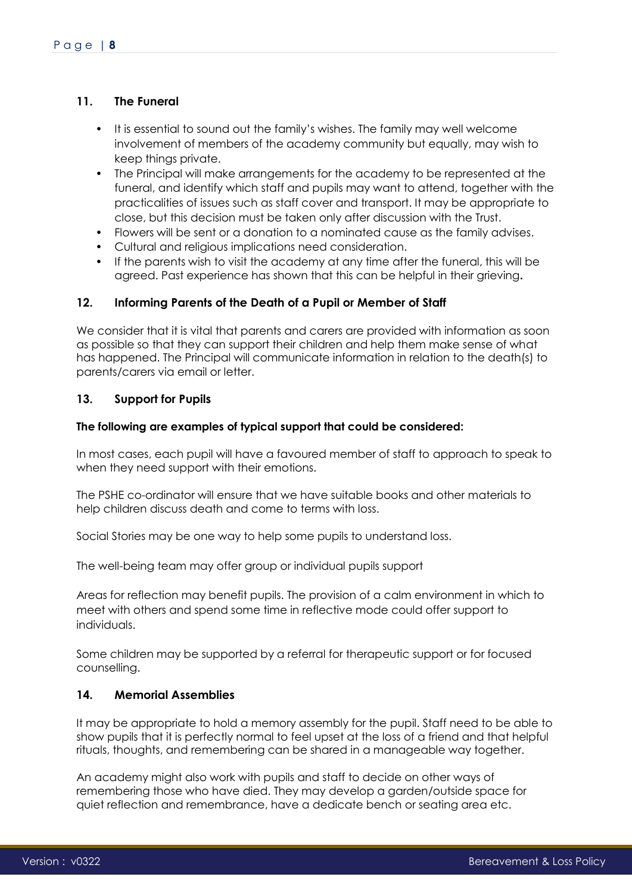## 11. The Funeral

- It is essential to sound out the family's wishes. The family may well welcome involvement of members of the academy community but equally, may wish to keep things private.
- The Principal will make arrangements for the academy to be represented at the funeral, and identify which staff and pupils may want to attend, together with the practicalities of issues such as staff cover and transport. It may be appropriate to close, but this decision must be taken only after discussion with the Trust.
- Flowers will be sent or a donation to a nominated cause as the family advises.
- Cultural and religious implications need consideration.
- If the parents wish to visit the academy at any time after the funeral, this will be agreed. Past experience has shown that this can be helpful in their grieving**.**

## 12. Informing Parents of the Death of a Pupil or Member of Staff

We consider that it is vital that parents and carers are provided with information as soon as possible so that they can support their children and help them make sense of what has happened. The Principal will communicate information in relation to the death(s) to parents/carers via email or letter.

## 13. Support for Pupils

**The following are examples of typical support that could be considered:**

In most cases, each pupil will have a favoured member of staff to approach to speak to when they need support with their emotions.

The PSHE co-ordinator will ensure that we have suitable books and other materials to help children discuss death and come to terms with loss.

Social Stories may be one way to help some pupils to understand loss.

The well-being team may offer group or individual pupils support

Areas for reflection may benefit pupils. The provision of a calm environment in which to meet with others and spend some time in reflective mode could offer support to individuals.

Some children may be supported by a referral for therapeutic support or for focused counselling.

## 14. Memorial Assemblies

It may be appropriate to hold a memory assembly for the pupil. Staff need to be able to show pupils that it is perfectly normal to feel upset at the loss of a friend and that helpful rituals, thoughts, and remembering can be shared in a manageable way together.

An academy might also work with pupils and staff to decide on other ways of remembering those who have died. They may develop a garden/outside space for quiet reflection and remembrance, have a dedicate bench or seating area etc.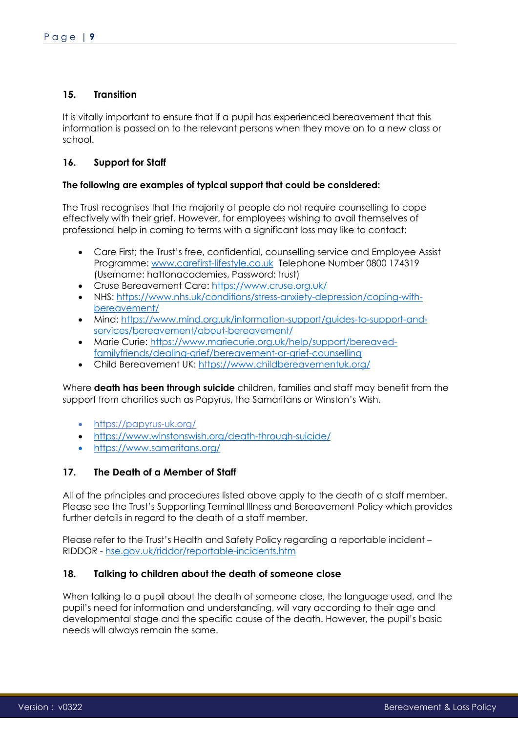## 15. Transition

It is vitally important to ensure that if a pupil has experienced bereavement that this information is passed on to the relevant persons when they move on to a new class or school.

## 16. Support for Staff

**The following are examples of typical support that could be considered:**

The Trust recognises that the majority of people do not require counselling to cope effectively with their grief. However, for employees wishing to avail themselves of professional help in coming to terms with a significant loss may like to contact:

- Care First; the Trust's free, confidential, counselling service and Employee Assist Programme: [www.carefirst-lifestyle.co.uk](http://www.carefirst-lifestyle.co.uk) Telephone Number 0800 174319 (Username: hattonacademies, Password: trust)
- Cruse Bereavement Care: [https://www.cruse.org.uk/](https://www.cruse.org.uk/)
- NHS: [https://www.nhs.uk/conditions/stress-anxiety-depression/coping-with-bereavement/](https://www.nhs.uk/conditions/stress-anxiety-depression/coping-with-bereavement/)
- Mind: [https://www.mind.org.uk/information-support/guides-to-support-and-services/bereavement/about-bereavement/](https://www.mind.org.uk/information-support/guides-to-support-and-services/bereavement/about-bereavement/)
- Marie Curie: [https://www.mariecurie.org.uk/help/support/bereaved-familyfriends/dealing-grief/bereavement-or-grief-counselling](https://www.mariecurie.org.uk/help/support/bereaved-familyfriends/dealing-grief/bereavement-or-grief-counselling)
- Child Bereavement UK: [https://www.childbereavementuk.org/](https://www.childbereavementuk.org/)

Where **death has been through suicide** children, families and staff may benefit from the support from charities such as Papyrus, the Samaritans or Winston's Wish.

- [https://papyrus-uk.org/](https://papyrus-uk.org/)
- [https://www.winstonswish.org/death-through-suicide/](https://www.winstonswish.org/death-through-suicide/)
- [https://www.samaritans.org/](https://www.samaritans.org/)

## 17. The Death of a Member of Staff

All of the principles and procedures listed above apply to the death of a staff member. Please see the Trust's Supporting Terminal Illness and Bereavement Policy which provides further details in regard to the death of a staff member.

Please refer to the Trust's Health and Safety Policy regarding a reportable incident – RIDDOR - [hse.gov.uk/riddor/reportable-incidents.htm](https://hse.gov.uk/riddor/reportable-incidents.htm)

## 18. Talking to children about the death of someone close

When talking to a pupil about the death of someone close, the language used, and the pupil's need for information and understanding, will vary according to their age and developmental stage and the specific cause of the death. However, the pupil's basic needs will always remain the same.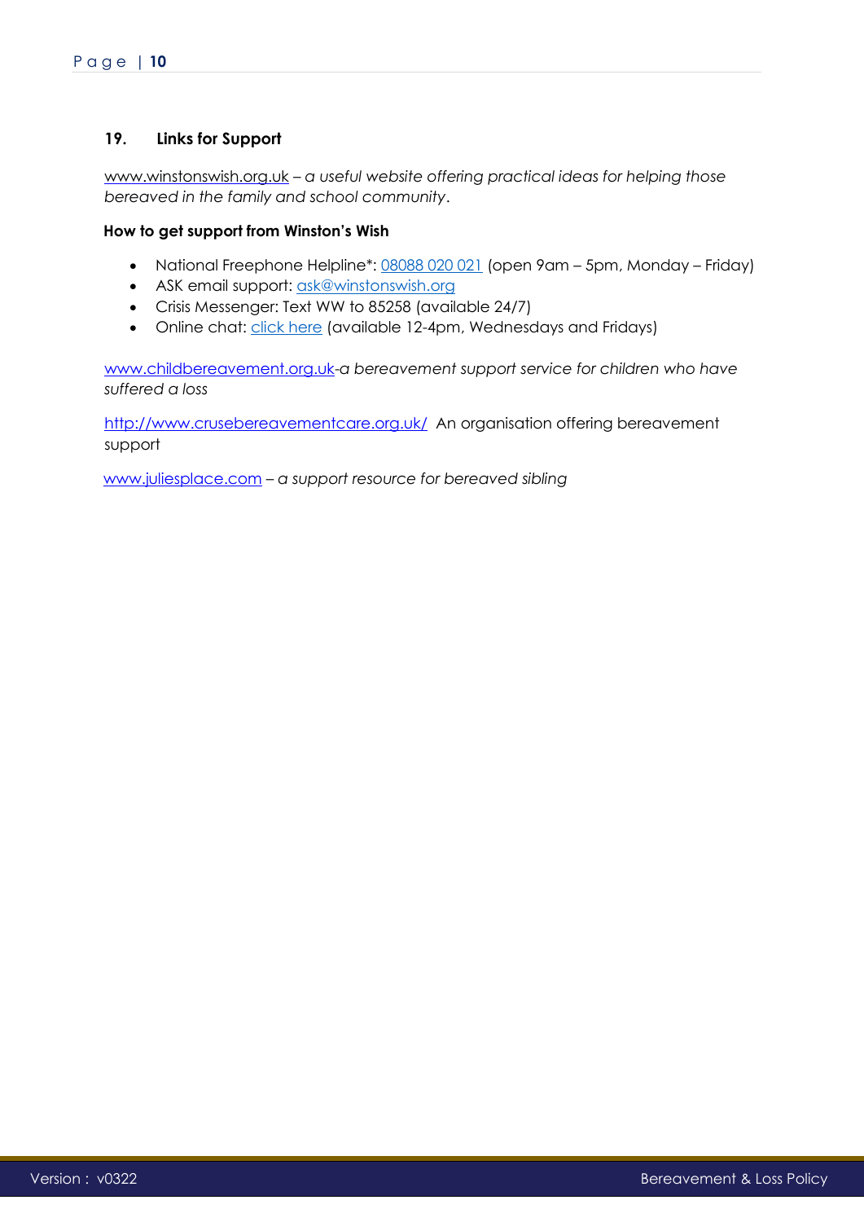## 19. Links for Support

www.winstonswish.org.uk – *a useful website offering practical ideas for helping those bereaved in the family and school community*.

**How to get support from Winston's Wish**

- National Freephone Helpline*: 08088 020 021 (open 9am – 5pm, Monday – Friday)
- ASK email support: ask@winstonswish.org
- Crisis Messenger: Text WW to 85258 (available 24/7)
- Online chat: click here (available 12-4pm, Wednesdays and Fridays)

www.childbereavement.org.uk-*a bereavement support service for children who have suffered a loss*

http://www.crusebereavementcare.org.uk/ An organisation offering bereavement support

www.juliesplace.com – *a support resource for bereaved sibling*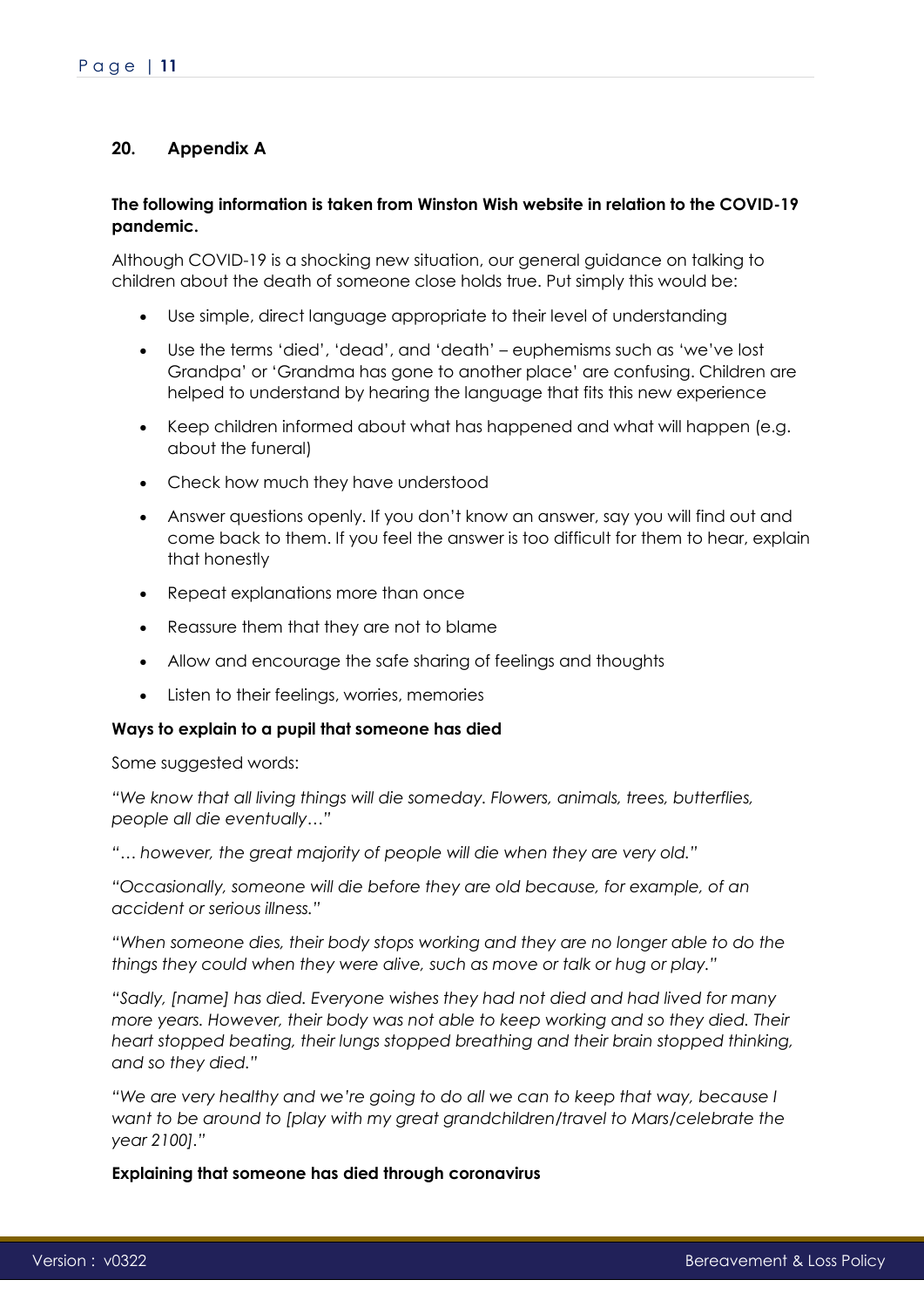## 20. Appendix A

**The following information is taken from Winston Wish website in relation to the COVID-19 pandemic.**

Although COVID-19 is a shocking new situation, our general guidance on talking to children about the death of someone close holds true. Put simply this would be:

- Use simple, direct language appropriate to their level of understanding
- Use the terms 'died', 'dead', and 'death' – euphemisms such as 'we've lost Grandpa' or 'Grandma has gone to another place' are confusing. Children are helped to understand by hearing the language that fits this new experience
- Keep children informed about what has happened and what will happen (e.g. about the funeral)
- Check how much they have understood
- Answer questions openly. If you don't know an answer, say you will find out and come back to them. If you feel the answer is too difficult for them to hear, explain that honestly
- Repeat explanations more than once
- Reassure them that they are not to blame
- Allow and encourage the safe sharing of feelings and thoughts
- Listen to their feelings, worries, memories

**Ways to explain to a pupil that someone has died**

Some suggested words:

*"We know that all living things will die someday. Flowers, animals, trees, butterflies, people all die eventually…"*

*"… however, the great majority of people will die when they are very old."*

*"Occasionally, someone will die before they are old because, for example, of an accident or serious illness."*

*"When someone dies, their body stops working and they are no longer able to do the things they could when they were alive, such as move or talk or hug or play."*

*"Sadly, [name] has died. Everyone wishes they had not died and had lived for many more years. However, their body was not able to keep working and so they died. Their heart stopped beating, their lungs stopped breathing and their brain stopped thinking, and so they died."*

*"We are very healthy and we're going to do all we can to keep that way, because I want to be around to [play with my great grandchildren/travel to Mars/celebrate the year 2100]."*

**Explaining that someone has died through coronavirus**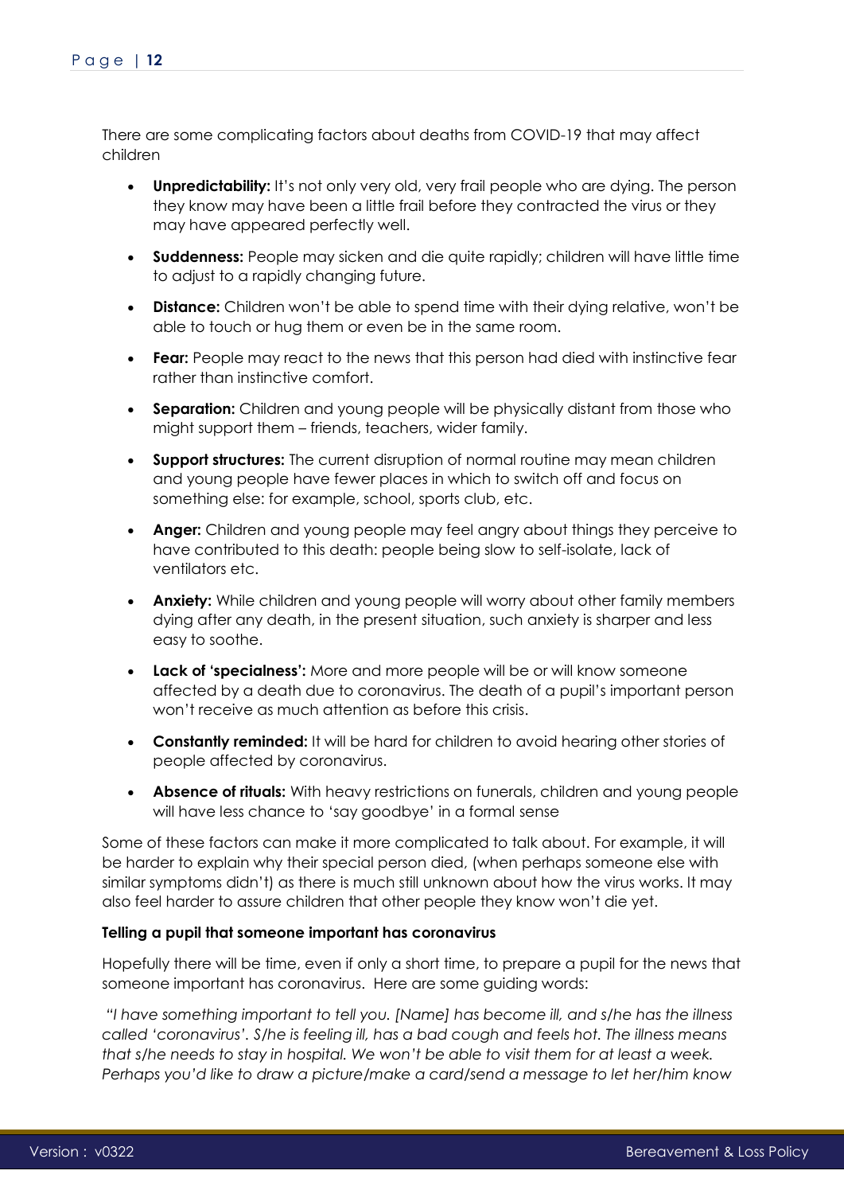There are some complicating factors about deaths from COVID-19 that may affect children

- **Unpredictability:** It's not only very old, very frail people who are dying. The person they know may have been a little frail before they contracted the virus or they may have appeared perfectly well.
- **Suddenness:** People may sicken and die quite rapidly; children will have little time to adjust to a rapidly changing future.
- **Distance:** Children won't be able to spend time with their dying relative, won't be able to touch or hug them or even be in the same room.
- **Fear:** People may react to the news that this person had died with instinctive fear rather than instinctive comfort.
- **Separation:** Children and young people will be physically distant from those who might support them – friends, teachers, wider family.
- **Support structures:** The current disruption of normal routine may mean children and young people have fewer places in which to switch off and focus on something else: for example, school, sports club, etc.
- **Anger:** Children and young people may feel angry about things they perceive to have contributed to this death: people being slow to self-isolate, lack of ventilators etc.
- **Anxiety:** While children and young people will worry about other family members dying after any death, in the present situation, such anxiety is sharper and less easy to soothe.
- **Lack of 'specialness':** More and more people will be or will know someone affected by a death due to coronavirus. The death of a pupil's important person won't receive as much attention as before this crisis.
- **Constantly reminded:** It will be hard for children to avoid hearing other stories of people affected by coronavirus.
- **Absence of rituals:** With heavy restrictions on funerals, children and young people will have less chance to 'say goodbye' in a formal sense

Some of these factors can make it more complicated to talk about. For example, it will be harder to explain why their special person died, (when perhaps someone else with similar symptoms didn't) as there is much still unknown about how the virus works. It may also feel harder to assure children that other people they know won't die yet.

**Telling a pupil that someone important has coronavirus**

Hopefully there will be time, even if only a short time, to prepare a pupil for the news that someone important has coronavirus. Here are some guiding words:

*"I have something important to tell you. [Name] has become ill, and s/he has the illness called 'coronavirus'. S/he is feeling ill, has a bad cough and feels hot. The illness means that s/he needs to stay in hospital. We won't be able to visit them for at least a week. Perhaps you'd like to draw a picture/make a card/send a message to let her/him know*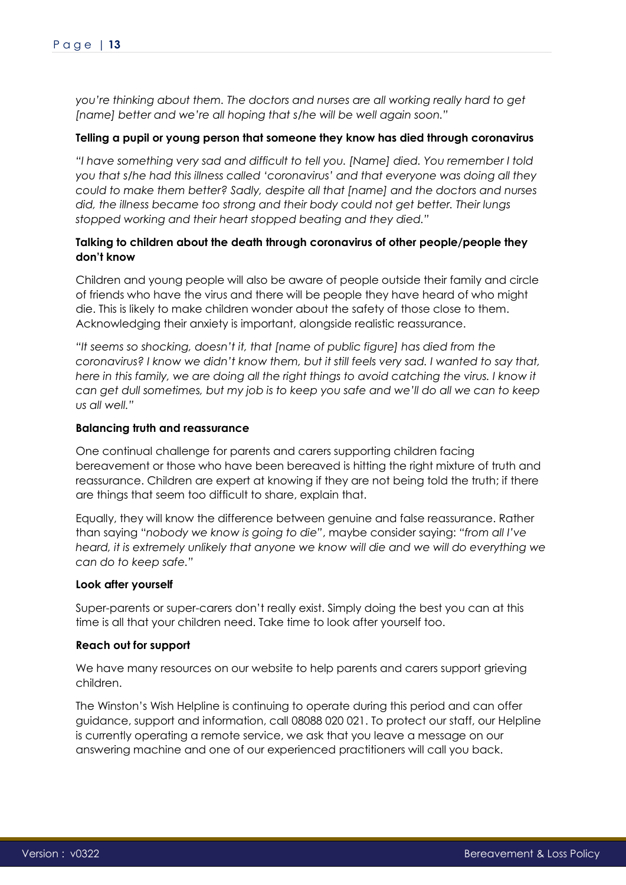*you're thinking about them. The doctors and nurses are all working really hard to get [name] better and we're all hoping that s/he will be well again soon."*

**Telling a pupil or young person that someone they know has died through coronavirus**

*"I have something very sad and difficult to tell you. [Name] died. You remember I told you that s/he had this illness called 'coronavirus' and that everyone was doing all they could to make them better? Sadly, despite all that [name] and the doctors and nurses did, the illness became too strong and their body could not get better. Their lungs stopped working and their heart stopped beating and they died."*

**Talking to children about the death through coronavirus of other people/people they don't know**

Children and young people will also be aware of people outside their family and circle of friends who have the virus and there will be people they have heard of who might die. This is likely to make children wonder about the safety of those close to them. Acknowledging their anxiety is important, alongside realistic reassurance.

*"It seems so shocking, doesn't it, that [name of public figure] has died from the coronavirus? I know we didn't know them, but it still feels very sad. I wanted to say that, here in this family, we are doing all the right things to avoid catching the virus. I know it can get dull sometimes, but my job is to keep you safe and we'll do all we can to keep us all well."*

**Balancing truth and reassurance**

One continual challenge for parents and carers supporting children facing bereavement or those who have been bereaved is hitting the right mixture of truth and reassurance. Children are expert at knowing if they are not being told the truth; if there are things that seem too difficult to share, explain that.

Equally, they will know the difference between genuine and false reassurance. Rather than saying "*nobody we know is going to die*", maybe consider saying: "*from all I've heard, it is extremely unlikely that anyone we know will die and we will do everything we can do to keep safe.*"

**Look after yourself**

Super-parents or super-carers don't really exist. Simply doing the best you can at this time is all that your children need. Take time to look after yourself too.

**Reach out for support**

We have many resources on our website to help parents and carers support grieving children.

The Winston's Wish Helpline is continuing to operate during this period and can offer guidance, support and information, call 08088 020 021. To protect our staff, our Helpline is currently operating a remote service, we ask that you leave a message on our answering machine and one of our experienced practitioners will call you back.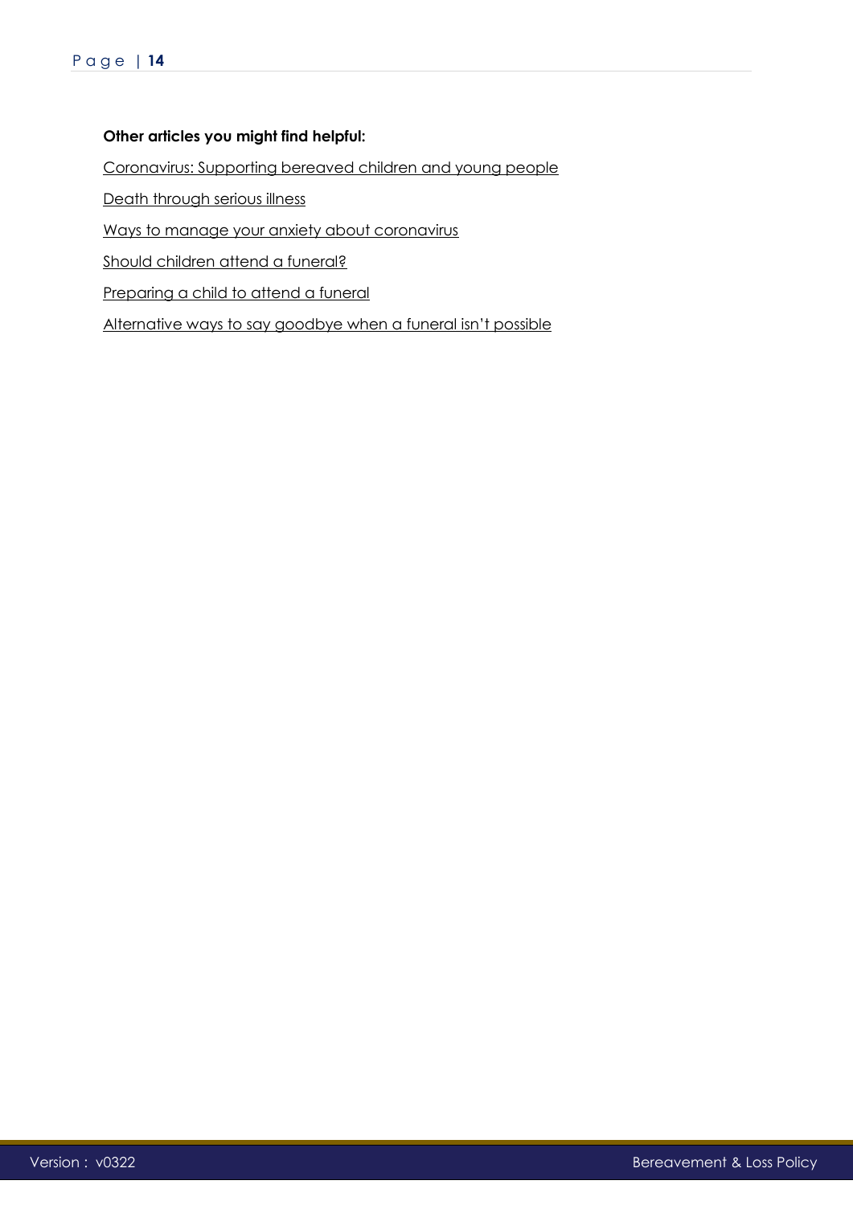**Other articles you might find helpful:**

Coronavirus: Supporting bereaved children and young people

Death through serious illness

Ways to manage your anxiety about coronavirus

Should children attend a funeral?

Preparing a child to attend a funeral

Alternative ways to say goodbye when a funeral isn't possible